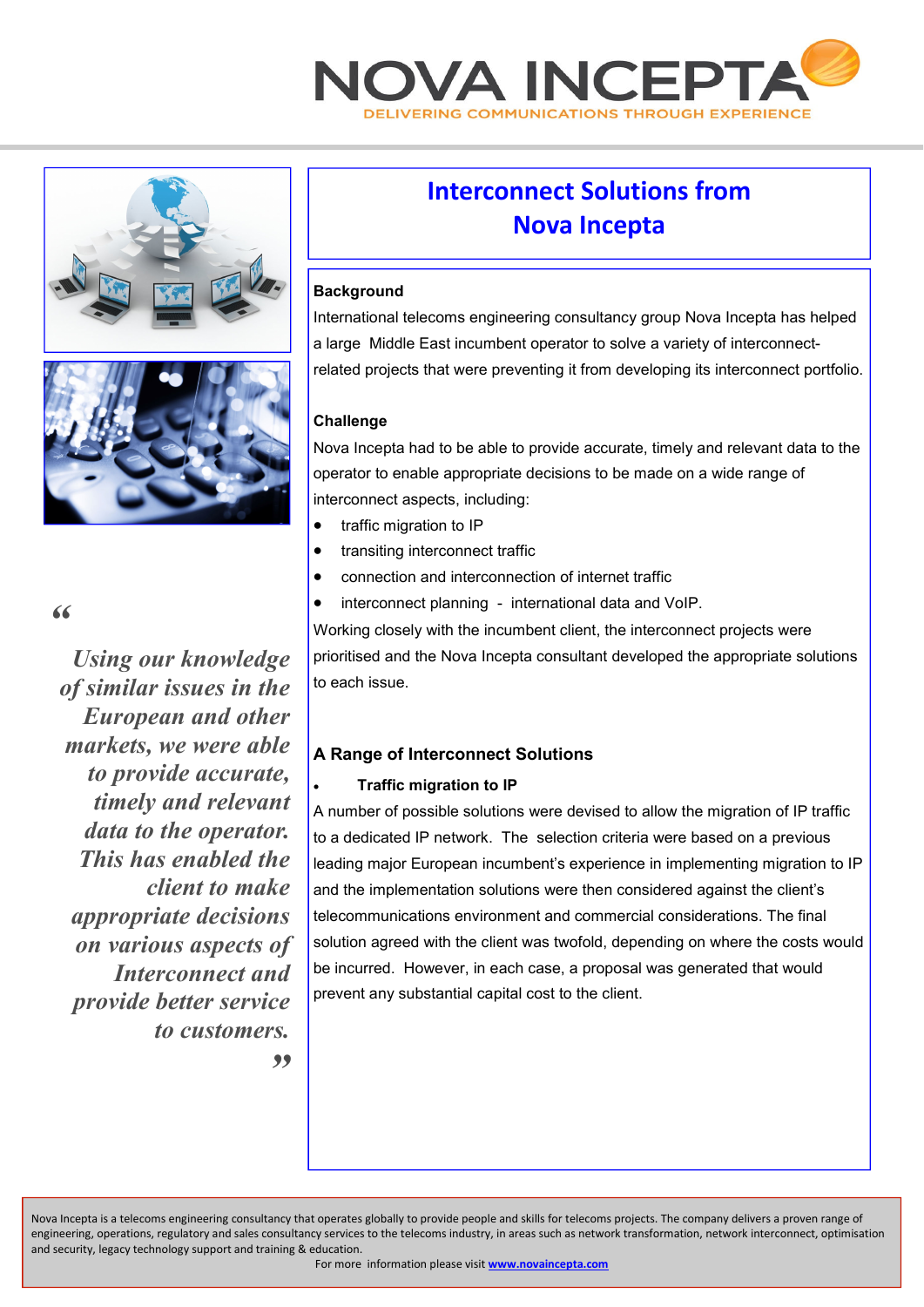NOVA INCEPTA
DELIVERING COMMUNICATIONS THROUGH EXPERIENCE

# Interconnect Solutions from Nova Incepta

> *"Using our knowledge of similar issues in the European and other markets, we were able to provide accurate, timely and relevant data to the operator. This has enabled the client to make appropriate decisions on various aspects of Interconnect and provide better service to customers."*

**Background**

International telecoms engineering consultancy group Nova Incepta has helped a large Middle East incumbent operator to solve a variety of interconnect-related projects that were preventing it from developing its interconnect portfolio.

**Challenge**

Nova Incepta had to be able to provide accurate, timely and relevant data to the operator to enable appropriate decisions to be made on a wide range of interconnect aspects, including:

- traffic migration to IP
- transiting interconnect traffic
- connection and interconnection of internet traffic
- interconnect planning - international data and VoIP.

Working closely with the incumbent client, the interconnect projects were prioritised and the Nova Incepta consultant developed the appropriate solutions to each issue.

**A Range of Interconnect Solutions**

- **Traffic migration to IP**

A number of possible solutions were devised to allow the migration of IP traffic to a dedicated IP network. The selection criteria were based on a previous leading major European incumbent's experience in implementing migration to IP and the implementation solutions were then considered against the client's telecommunications environment and commercial considerations. The final solution agreed with the client was twofold, depending on where the costs would be incurred. However, in each case, a proposal was generated that would prevent any substantial capital cost to the client.

Nova Incepta is a telecoms engineering consultancy that operates globally to provide people and skills for telecoms projects. The company delivers a proven range of engineering, operations, regulatory and sales consultancy services to the telecoms industry, in areas such as network transformation, network interconnect, optimisation and security, legacy technology support and training & education.
For more information please visit [www.novaincepta.com](http://www.novaincepta.com)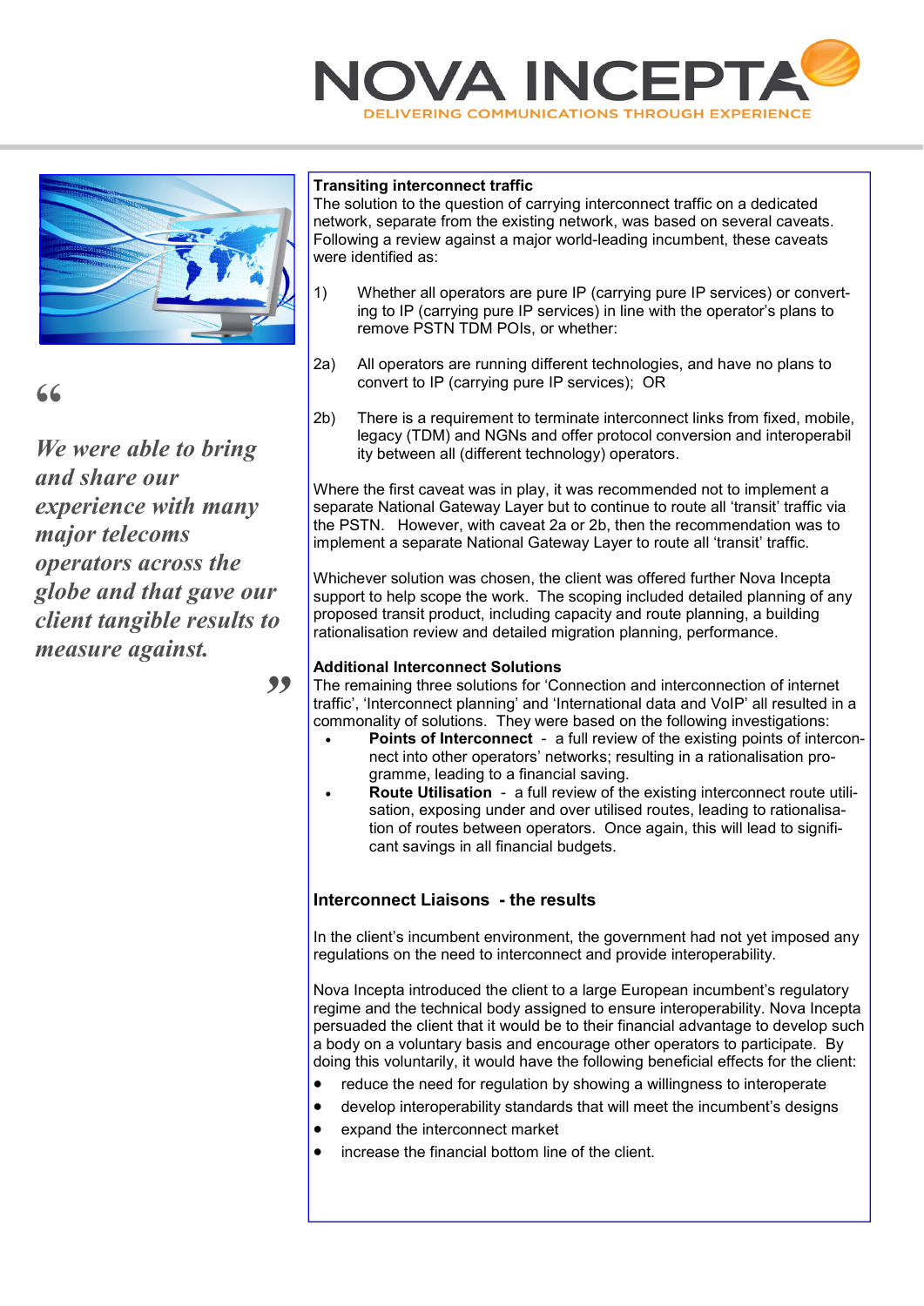# NOVA INCEPTA

DELIVERING COMMUNICATIONS THROUGH EXPERIENCE

*"We were able to bring and share our experience with many major telecoms operators across the globe and that gave our client tangible results to measure against."*

**Transiting interconnect traffic**

The solution to the question of carrying interconnect traffic on a dedicated network, separate from the existing network, was based on several caveats. Following a review against a major world-leading incumbent, these caveats were identified as:

1) Whether all operators are pure IP (carrying pure IP services) or converting to IP (carrying pure IP services) in line with the operator's plans to remove PSTN TDM POIs, or whether:

2a) All operators are running different technologies, and have no plans to convert to IP (carrying pure IP services); OR

2b) There is a requirement to terminate interconnect links from fixed, mobile, legacy (TDM) and NGNs and offer protocol conversion and interoperability between all (different technology) operators.

Where the first caveat was in play, it was recommended not to implement a separate National Gateway Layer but to continue to route all 'transit' traffic via the PSTN. However, with caveat 2a or 2b, then the recommendation was to implement a separate National Gateway Layer to route all 'transit' traffic.

Whichever solution was chosen, the client was offered further Nova Incepta support to help scope the work. The scoping included detailed planning of any proposed transit product, including capacity and route planning, a building rationalisation review and detailed migration planning, performance.

**Additional Interconnect Solutions**

The remaining three solutions for 'Connection and interconnection of internet traffic', 'Interconnect planning' and 'International data and VoIP' all resulted in a commonality of solutions. They were based on the following investigations:

- **Points of Interconnect** - a full review of the existing points of interconnect into other operators' networks; resulting in a rationalisation programme, leading to a financial saving.
- **Route Utilisation** - a full review of the existing interconnect route utilisation, exposing under and over utilised routes, leading to rationalisation of routes between operators. Once again, this will lead to significant savings in all financial budgets.

### Interconnect Liaisons - the results

In the client's incumbent environment, the government had not yet imposed any regulations on the need to interconnect and provide interoperability.

Nova Incepta introduced the client to a large European incumbent's regulatory regime and the technical body assigned to ensure interoperability. Nova Incepta persuaded the client that it would be to their financial advantage to develop such a body on a voluntary basis and encourage other operators to participate. By doing this voluntarily, it would have the following beneficial effects for the client:

- reduce the need for regulation by showing a willingness to interoperate
- develop interoperability standards that will meet the incumbent's designs
- expand the interconnect market
- increase the financial bottom line of the client.